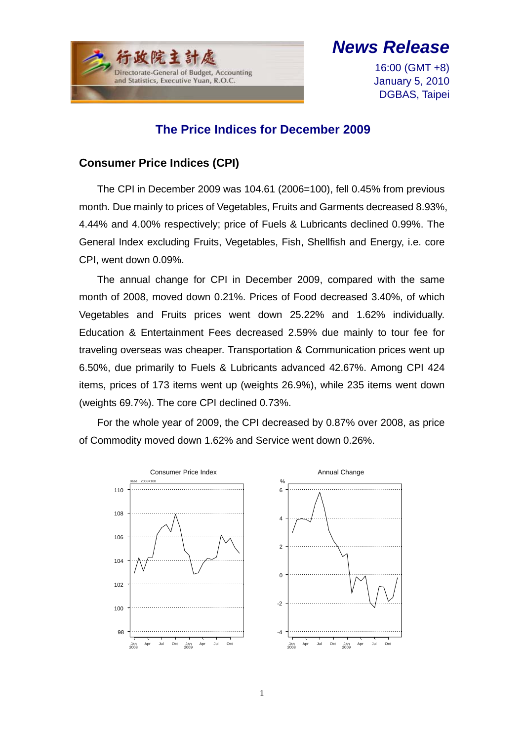行政院主計處
Directorate-General of Budget, Accounting and Statistics, Executive Yuan, R.O.C.

***News Release***

16:00 (GMT +8)
January 5, 2010
DGBAS, Taipei

# The Price Indices for December 2009

## Consumer Price Indices (CPI)

The CPI in December 2009 was 104.61 (2006=100), fell 0.45% from previous month. Due mainly to prices of Vegetables, Fruits and Garments decreased 8.93%, 4.44% and 4.00% respectively; price of Fuels & Lubricants declined 0.99%. The General Index excluding Fruits, Vegetables, Fish, Shellfish and Energy, i.e. core CPI, went down 0.09%.

The annual change for CPI in December 2009, compared with the same month of 2008, moved down 0.21%. Prices of Food decreased 3.40%, of which Vegetables and Fruits prices went down 25.22% and 1.62% individually. Education & Entertainment Fees decreased 2.59% due mainly to tour fee for traveling overseas was cheaper. Transportation & Communication prices went up 6.50%, due primarily to Fuels & Lubricants advanced 42.67%. Among CPI 424 items, prices of 173 items went up (weights 26.9%), while 235 items went down (weights 69.7%). The core CPI declined 0.73%.

For the whole year of 2009, the CPI decreased by 0.87% over 2008, as price of Commodity moved down 1.62% and Service went down 0.26%.

Consumer Price Index

Annual Change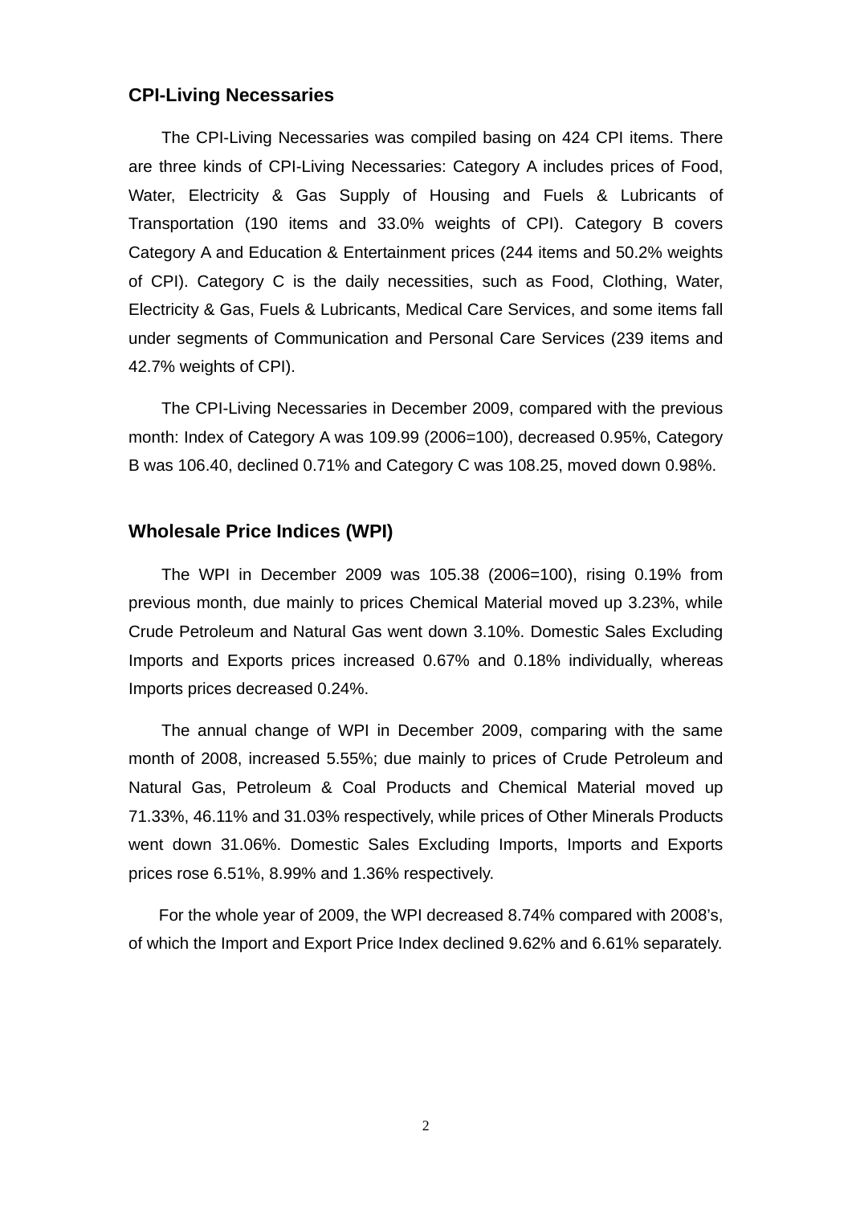## CPI-Living Necessaries

The CPI-Living Necessaries was compiled basing on 424 CPI items. There are three kinds of CPI-Living Necessaries: Category A includes prices of Food, Water, Electricity & Gas Supply of Housing and Fuels & Lubricants of Transportation (190 items and 33.0% weights of CPI). Category B covers Category A and Education & Entertainment prices (244 items and 50.2% weights of CPI). Category C is the daily necessities, such as Food, Clothing, Water, Electricity & Gas, Fuels & Lubricants, Medical Care Services, and some items fall under segments of Communication and Personal Care Services (239 items and 42.7% weights of CPI).

The CPI-Living Necessaries in December 2009, compared with the previous month: Index of Category A was 109.99 (2006=100), decreased 0.95%, Category B was 106.40, declined 0.71% and Category C was 108.25, moved down 0.98%.

## Wholesale Price Indices (WPI)

The WPI in December 2009 was 105.38 (2006=100), rising 0.19% from previous month, due mainly to prices Chemical Material moved up 3.23%, while Crude Petroleum and Natural Gas went down 3.10%. Domestic Sales Excluding Imports and Exports prices increased 0.67% and 0.18% individually, whereas Imports prices decreased 0.24%.

The annual change of WPI in December 2009, comparing with the same month of 2008, increased 5.55%; due mainly to prices of Crude Petroleum and Natural Gas, Petroleum & Coal Products and Chemical Material moved up 71.33%, 46.11% and 31.03% respectively, while prices of Other Minerals Products went down 31.06%. Domestic Sales Excluding Imports, Imports and Exports prices rose 6.51%, 8.99% and 1.36% respectively.

For the whole year of 2009, the WPI decreased 8.74% compared with 2008's, of which the Import and Export Price Index declined 9.62% and 6.61% separately.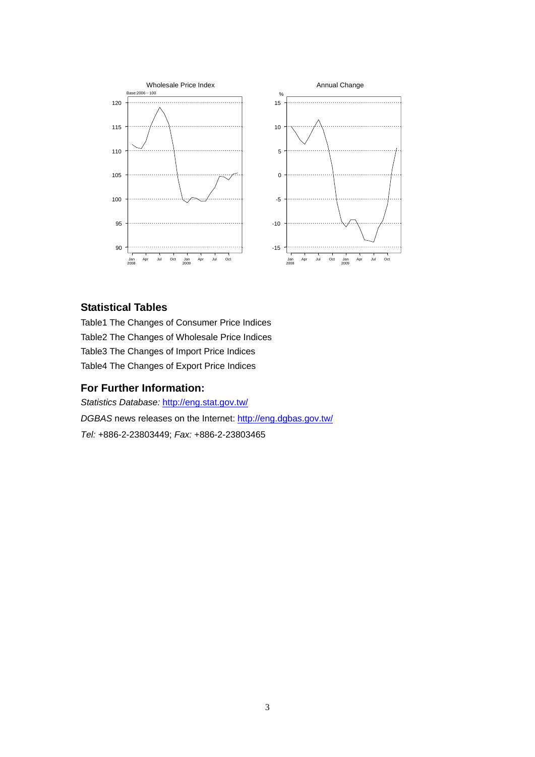## Statistical Tables

Table1 The Changes of Consumer Price Indices

Table2 The Changes of Wholesale Price Indices

Table3 The Changes of Import Price Indices

Table4 The Changes of Export Price Indices

## For Further Information:

*Statistics Database:* http://eng.stat.gov.tw/

*DGBAS* news releases on the Internet: http://eng.dgbas.gov.tw/

*Tel:* +886-2-23803449; *Fax:* +886-2-23803465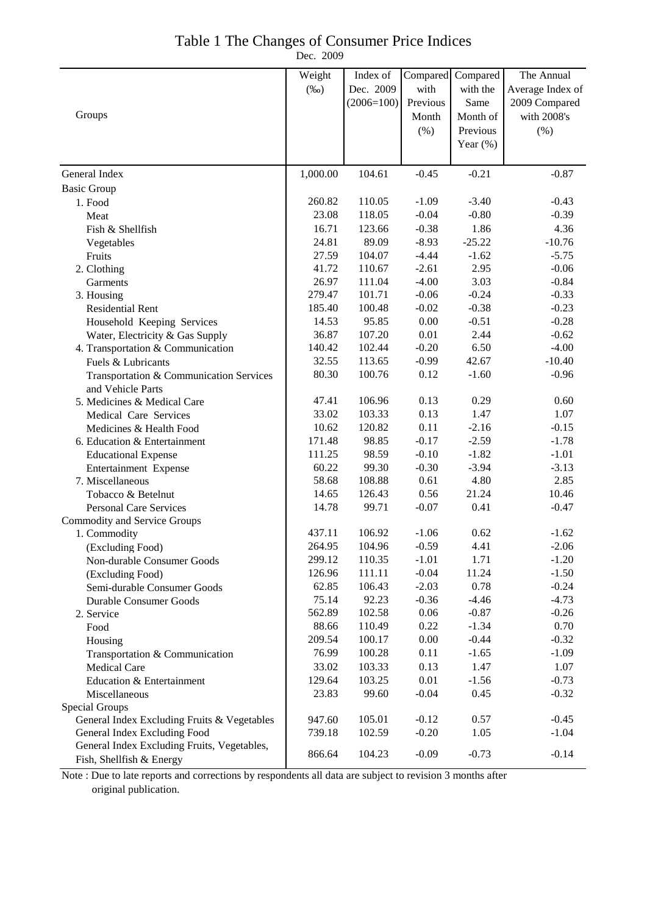# Table 1 The Changes of Consumer Price Indices

Dec. 2009

| Groups | Weight (‰) | Index of Dec. 2009 (2006=100) | Compared with Previous Month (%) | Compared with the Same Month of Previous Year (%) | The Annual Average Index of 2009 Compared with 2008's (%) |
|---|---|---|---|---|---|
| General Index | 1,000.00 | 104.61 | -0.45 | -0.21 | -0.87 |
| Basic Group | | | | | |
| 1. Food | 260.82 | 110.05 | -1.09 | -3.40 | -0.43 |
| Meat | 23.08 | 118.05 | -0.04 | -0.80 | -0.39 |
| Fish & Shellfish | 16.71 | 123.66 | -0.38 | 1.86 | 4.36 |
| Vegetables | 24.81 | 89.09 | -8.93 | -25.22 | -10.76 |
| Fruits | 27.59 | 104.07 | -4.44 | -1.62 | -5.75 |
| 2. Clothing | 41.72 | 110.67 | -2.61 | 2.95 | -0.06 |
| Garments | 26.97 | 111.04 | -4.00 | 3.03 | -0.84 |
| 3. Housing | 279.47 | 101.71 | -0.06 | -0.24 | -0.33 |
| Residential Rent | 185.40 | 100.48 | -0.02 | -0.38 | -0.23 |
| Household Keeping Services | 14.53 | 95.85 | 0.00 | -0.51 | -0.28 |
| Water, Electricity & Gas Supply | 36.87 | 107.20 | 0.01 | 2.44 | -0.62 |
| 4. Transportation & Communication | 140.42 | 102.44 | -0.20 | 6.50 | -4.00 |
| Fuels & Lubricants | 32.55 | 113.65 | -0.99 | 42.67 | -10.40 |
| Transportation & Communication Services and Vehicle Parts | 80.30 | 100.76 | 0.12 | -1.60 | -0.96 |
| 5. Medicines & Medical Care | 47.41 | 106.96 | 0.13 | 0.29 | 0.60 |
| Medical Care Services | 33.02 | 103.33 | 0.13 | 1.47 | 1.07 |
| Medicines & Health Food | 10.62 | 120.82 | 0.11 | -2.16 | -0.15 |
| 6. Education & Entertainment | 171.48 | 98.85 | -0.17 | -2.59 | -1.78 |
| Educational Expense | 111.25 | 98.59 | -0.10 | -1.82 | -1.01 |
| Entertainment Expense | 60.22 | 99.30 | -0.30 | -3.94 | -3.13 |
| 7. Miscellaneous | 58.68 | 108.88 | 0.61 | 4.80 | 2.85 |
| Tobacco & Betelnut | 14.65 | 126.43 | 0.56 | 21.24 | 10.46 |
| Personal Care Services | 14.78 | 99.71 | -0.07 | 0.41 | -0.47 |
| Commodity and Service Groups | | | | | |
| 1. Commodity | 437.11 | 106.92 | -1.06 | 0.62 | -1.62 |
| (Excluding Food) | 264.95 | 104.96 | -0.59 | 4.41 | -2.06 |
| Non-durable Consumer Goods | 299.12 | 110.35 | -1.01 | 1.71 | -1.20 |
| (Excluding Food) | 126.96 | 111.11 | -0.04 | 11.24 | -1.50 |
| Semi-durable Consumer Goods | 62.85 | 106.43 | -2.03 | 0.78 | -0.24 |
| Durable Consumer Goods | 75.14 | 92.23 | -0.36 | -4.46 | -4.73 |
| 2. Service | 562.89 | 102.58 | 0.06 | -0.87 | -0.26 |
| Food | 88.66 | 110.49 | 0.22 | -1.34 | 0.70 |
| Housing | 209.54 | 100.17 | 0.00 | -0.44 | -0.32 |
| Transportation & Communication | 76.99 | 100.28 | 0.11 | -1.65 | -1.09 |
| Medical Care | 33.02 | 103.33 | 0.13 | 1.47 | 1.07 |
| Education & Entertainment | 129.64 | 103.25 | 0.01 | -1.56 | -0.73 |
| Miscellaneous | 23.83 | 99.60 | -0.04 | 0.45 | -0.32 |
| Special Groups | | | | | |
| General Index Excluding Fruits & Vegetables | 947.60 | 105.01 | -0.12 | 0.57 | -0.45 |
| General Index Excluding Food | 739.18 | 102.59 | -0.20 | 1.05 | -1.04 |
| General Index Excluding Fruits, Vegetables, Fish, Shellfish & Energy | 866.64 | 104.23 | -0.09 | -0.73 | -0.14 |

Note : Due to late reports and corrections by respondents all data are subject to revision 3 months after original publication.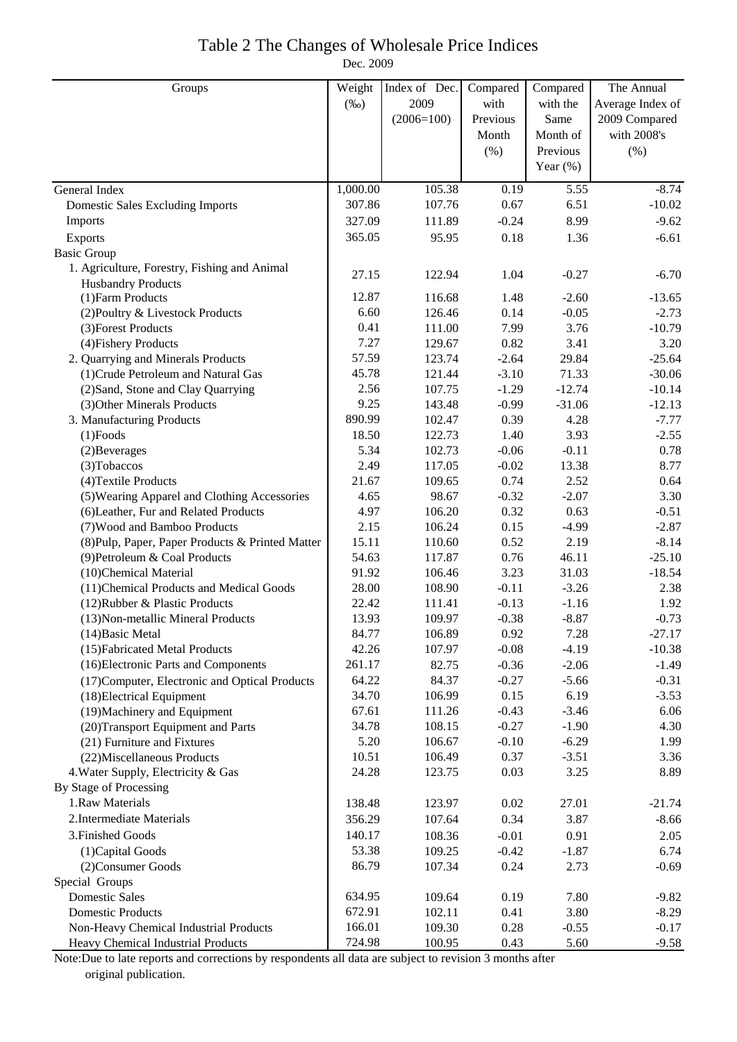# Table 2 The Changes of Wholesale Price Indices

Dec. 2009

| Groups | Weight (‰) | Index of Dec. 2009 (2006=100) | Compared with Previous Month (%) | Compared with the Same Month of Previous Year (%) | The Annual Average Index of 2009 Compared with 2008's (%) |
|---|---|---|---|---|---|
| General Index | 1,000.00 | 105.38 | 0.19 | 5.55 | -8.74 |
| Domestic Sales Excluding Imports | 307.86 | 107.76 | 0.67 | 6.51 | -10.02 |
| Imports | 327.09 | 111.89 | -0.24 | 8.99 | -9.62 |
| Exports | 365.05 | 95.95 | 0.18 | 1.36 | -6.61 |
| Basic Group | | | | | |
| 1. Agriculture, Forestry, Fishing and Animal Husbandry Products | 27.15 | 122.94 | 1.04 | -0.27 | -6.70 |
| (1)Farm Products | 12.87 | 116.68 | 1.48 | -2.60 | -13.65 |
| (2)Poultry & Livestock Products | 6.60 | 126.46 | 0.14 | -0.05 | -2.73 |
| (3)Forest Products | 0.41 | 111.00 | 7.99 | 3.76 | -10.79 |
| (4)Fishery Products | 7.27 | 129.67 | 0.82 | 3.41 | 3.20 |
| 2. Quarrying and Minerals Products | 57.59 | 123.74 | -2.64 | 29.84 | -25.64 |
| (1)Crude Petroleum and Natural Gas | 45.78 | 121.44 | -3.10 | 71.33 | -30.06 |
| (2)Sand, Stone and Clay Quarrying | 2.56 | 107.75 | -1.29 | -12.74 | -10.14 |
| (3)Other Minerals Products | 9.25 | 143.48 | -0.99 | -31.06 | -12.13 |
| 3. Manufacturing Products | 890.99 | 102.47 | 0.39 | 4.28 | -7.77 |
| (1)Foods | 18.50 | 122.73 | 1.40 | 3.93 | -2.55 |
| (2)Beverages | 5.34 | 102.73 | -0.06 | -0.11 | 0.78 |
| (3)Tobaccos | 2.49 | 117.05 | -0.02 | 13.38 | 8.77 |
| (4)Textile Products | 21.67 | 109.65 | 0.74 | 2.52 | 0.64 |
| (5)Wearing Apparel and Clothing Accessories | 4.65 | 98.67 | -0.32 | -2.07 | 3.30 |
| (6)Leather, Fur and Related Products | 4.97 | 106.20 | 0.32 | 0.63 | -0.51 |
| (7)Wood and Bamboo Products | 2.15 | 106.24 | 0.15 | -4.99 | -2.87 |
| (8)Pulp, Paper, Paper Products & Printed Matter | 15.11 | 110.60 | 0.52 | 2.19 | -8.14 |
| (9)Petroleum & Coal Products | 54.63 | 117.87 | 0.76 | 46.11 | -25.10 |
| (10)Chemical Material | 91.92 | 106.46 | 3.23 | 31.03 | -18.54 |
| (11)Chemical Products and Medical Goods | 28.00 | 108.90 | -0.11 | -3.26 | 2.38 |
| (12)Rubber & Plastic Products | 22.42 | 111.41 | -0.13 | -1.16 | 1.92 |
| (13)Non-metallic Mineral Products | 13.93 | 109.97 | -0.38 | -8.87 | -0.73 |
| (14)Basic Metal | 84.77 | 106.89 | 0.92 | 7.28 | -27.17 |
| (15)Fabricated Metal Products | 42.26 | 107.97 | -0.08 | -4.19 | -10.38 |
| (16)Electronic Parts and Components | 261.17 | 82.75 | -0.36 | -2.06 | -1.49 |
| (17)Computer, Electronic and Optical Products | 64.22 | 84.37 | -0.27 | -5.66 | -0.31 |
| (18)Electrical Equipment | 34.70 | 106.99 | 0.15 | 6.19 | -3.53 |
| (19)Machinery and Equipment | 67.61 | 111.26 | -0.43 | -3.46 | 6.06 |
| (20)Transport Equipment and Parts | 34.78 | 108.15 | -0.27 | -1.90 | 4.30 |
| (21) Furniture and Fixtures | 5.20 | 106.67 | -0.10 | -6.29 | 1.99 |
| (22)Miscellaneous Products | 10.51 | 106.49 | 0.37 | -3.51 | 3.36 |
| 4.Water Supply, Electricity & Gas | 24.28 | 123.75 | 0.03 | 3.25 | 8.89 |
| By Stage of Processing | | | | | |
| 1.Raw Materials | 138.48 | 123.97 | 0.02 | 27.01 | -21.74 |
| 2.Intermediate Materials | 356.29 | 107.64 | 0.34 | 3.87 | -8.66 |
| 3.Finished Goods | 140.17 | 108.36 | -0.01 | 0.91 | 2.05 |
| (1)Capital Goods | 53.38 | 109.25 | -0.42 | -1.87 | 6.74 |
| (2)Consumer Goods | 86.79 | 107.34 | 0.24 | 2.73 | -0.69 |
| Special Groups | | | | | |
| Domestic Sales | 634.95 | 109.64 | 0.19 | 7.80 | -9.82 |
| Domestic Products | 672.91 | 102.11 | 0.41 | 3.80 | -8.29 |
| Non-Heavy Chemical Industrial Products | 166.01 | 109.30 | 0.28 | -0.55 | -0.17 |
| Heavy Chemical Industrial Products | 724.98 | 100.95 | 0.43 | 5.60 | -9.58 |

Note:Due to late reports and corrections by respondents all data are subject to revision 3 months after original publication.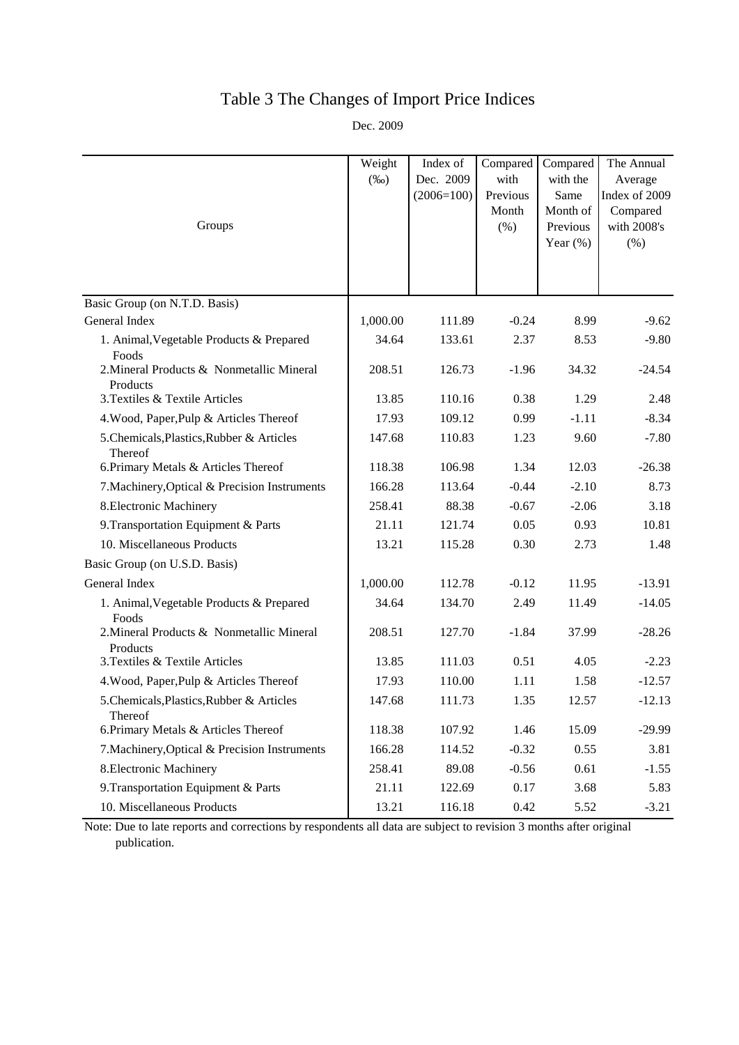# Table 3 The Changes of Import Price Indices

Dec. 2009

| Groups | Weight (‰) | Index of Dec. 2009 (2006=100) | Compared with Previous Month (%) | Compared with the Same Month of Previous Year (%) | The Annual Average Index of 2009 Compared with 2008's (%) |
|---|---|---|---|---|---|
| Basic Group (on N.T.D. Basis) | | | | | |
| General Index | 1,000.00 | 111.89 | -0.24 | 8.99 | -9.62 |
| 1. Animal,Vegetable Products & Prepared Foods | 34.64 | 133.61 | 2.37 | 8.53 | -9.80 |
| 2.Mineral Products & Nonmetallic Mineral Products | 208.51 | 126.73 | -1.96 | 34.32 | -24.54 |
| 3.Textiles & Textile Articles | 13.85 | 110.16 | 0.38 | 1.29 | 2.48 |
| 4.Wood, Paper,Pulp & Articles Thereof | 17.93 | 109.12 | 0.99 | -1.11 | -8.34 |
| 5.Chemicals,Plastics,Rubber & Articles Thereof | 147.68 | 110.83 | 1.23 | 9.60 | -7.80 |
| 6.Primary Metals & Articles Thereof | 118.38 | 106.98 | 1.34 | 12.03 | -26.38 |
| 7.Machinery,Optical & Precision Instruments | 166.28 | 113.64 | -0.44 | -2.10 | 8.73 |
| 8.Electronic Machinery | 258.41 | 88.38 | -0.67 | -2.06 | 3.18 |
| 9.Transportation Equipment & Parts | 21.11 | 121.74 | 0.05 | 0.93 | 10.81 |
| 10. Miscellaneous Products | 13.21 | 115.28 | 0.30 | 2.73 | 1.48 |
| Basic Group (on U.S.D. Basis) | | | | | |
| General Index | 1,000.00 | 112.78 | -0.12 | 11.95 | -13.91 |
| 1. Animal,Vegetable Products & Prepared Foods | 34.64 | 134.70 | 2.49 | 11.49 | -14.05 |
| 2.Mineral Products & Nonmetallic Mineral Products | 208.51 | 127.70 | -1.84 | 37.99 | -28.26 |
| 3.Textiles & Textile Articles | 13.85 | 111.03 | 0.51 | 4.05 | -2.23 |
| 4.Wood, Paper,Pulp & Articles Thereof | 17.93 | 110.00 | 1.11 | 1.58 | -12.57 |
| 5.Chemicals,Plastics,Rubber & Articles Thereof | 147.68 | 111.73 | 1.35 | 12.57 | -12.13 |
| 6.Primary Metals & Articles Thereof | 118.38 | 107.92 | 1.46 | 15.09 | -29.99 |
| 7.Machinery,Optical & Precision Instruments | 166.28 | 114.52 | -0.32 | 0.55 | 3.81 |
| 8.Electronic Machinery | 258.41 | 89.08 | -0.56 | 0.61 | -1.55 |
| 9.Transportation Equipment & Parts | 21.11 | 122.69 | 0.17 | 3.68 | 5.83 |
| 10. Miscellaneous Products | 13.21 | 116.18 | 0.42 | 5.52 | -3.21 |

Note: Due to late reports and corrections by respondents all data are subject to revision 3 months after original publication.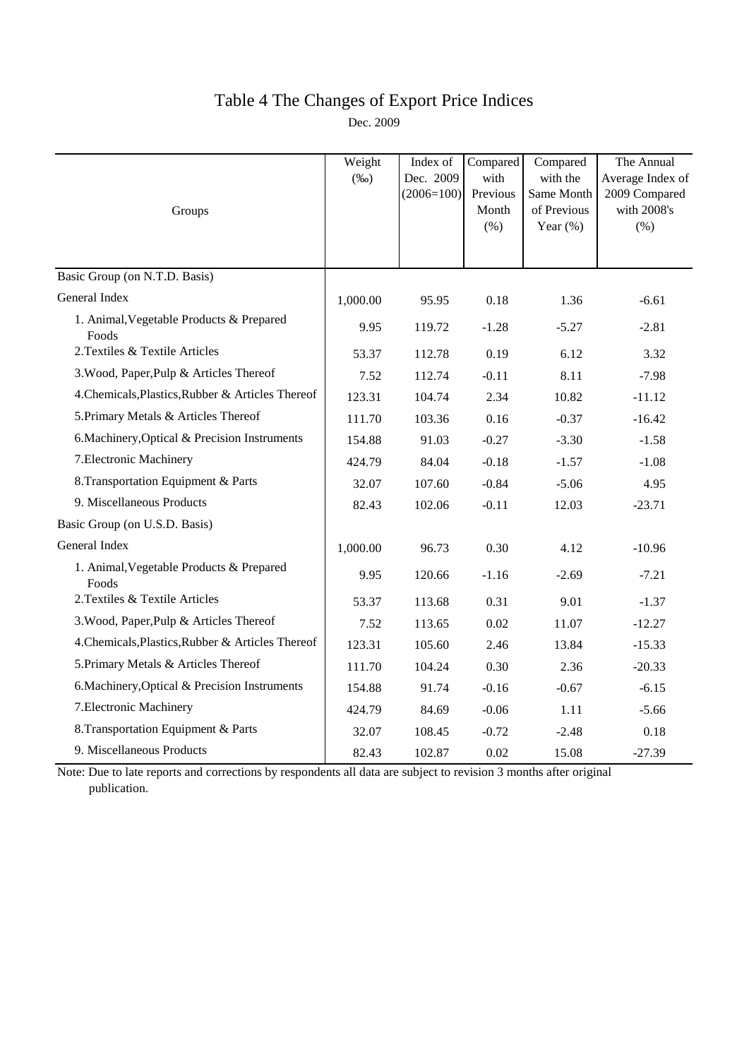# Table 4 The Changes of Export Price Indices

Dec. 2009

| Groups | Weight (‰) | Index of Dec. 2009 (2006=100) | Compared with Previous Month (%) | Compared with the Same Month of Previous Year (%) | The Annual Average Index of 2009 Compared with 2008's (%) |
|---|---|---|---|---|---|
| Basic Group (on N.T.D. Basis) | | | | | |
| General Index | 1,000.00 | 95.95 | 0.18 | 1.36 | -6.61 |
| 1. Animal,Vegetable Products & Prepared Foods | 9.95 | 119.72 | -1.28 | -5.27 | -2.81 |
| 2.Textiles & Textile Articles | 53.37 | 112.78 | 0.19 | 6.12 | 3.32 |
| 3.Wood, Paper,Pulp & Articles Thereof | 7.52 | 112.74 | -0.11 | 8.11 | -7.98 |
| 4.Chemicals,Plastics,Rubber & Articles Thereof | 123.31 | 104.74 | 2.34 | 10.82 | -11.12 |
| 5.Primary Metals & Articles Thereof | 111.70 | 103.36 | 0.16 | -0.37 | -16.42 |
| 6.Machinery,Optical & Precision Instruments | 154.88 | 91.03 | -0.27 | -3.30 | -1.58 |
| 7.Electronic Machinery | 424.79 | 84.04 | -0.18 | -1.57 | -1.08 |
| 8.Transportation Equipment & Parts | 32.07 | 107.60 | -0.84 | -5.06 | 4.95 |
| 9. Miscellaneous Products | 82.43 | 102.06 | -0.11 | 12.03 | -23.71 |
| Basic Group (on U.S.D. Basis) | | | | | |
| General Index | 1,000.00 | 96.73 | 0.30 | 4.12 | -10.96 |
| 1. Animal,Vegetable Products & Prepared Foods | 9.95 | 120.66 | -1.16 | -2.69 | -7.21 |
| 2.Textiles & Textile Articles | 53.37 | 113.68 | 0.31 | 9.01 | -1.37 |
| 3.Wood, Paper,Pulp & Articles Thereof | 7.52 | 113.65 | 0.02 | 11.07 | -12.27 |
| 4.Chemicals,Plastics,Rubber & Articles Thereof | 123.31 | 105.60 | 2.46 | 13.84 | -15.33 |
| 5.Primary Metals & Articles Thereof | 111.70 | 104.24 | 0.30 | 2.36 | -20.33 |
| 6.Machinery,Optical & Precision Instruments | 154.88 | 91.74 | -0.16 | -0.67 | -6.15 |
| 7.Electronic Machinery | 424.79 | 84.69 | -0.06 | 1.11 | -5.66 |
| 8.Transportation Equipment & Parts | 32.07 | 108.45 | -0.72 | -2.48 | 0.18 |
| 9. Miscellaneous Products | 82.43 | 102.87 | 0.02 | 15.08 | -27.39 |

Note: Due to late reports and corrections by respondents all data are subject to revision 3 months after original publication.